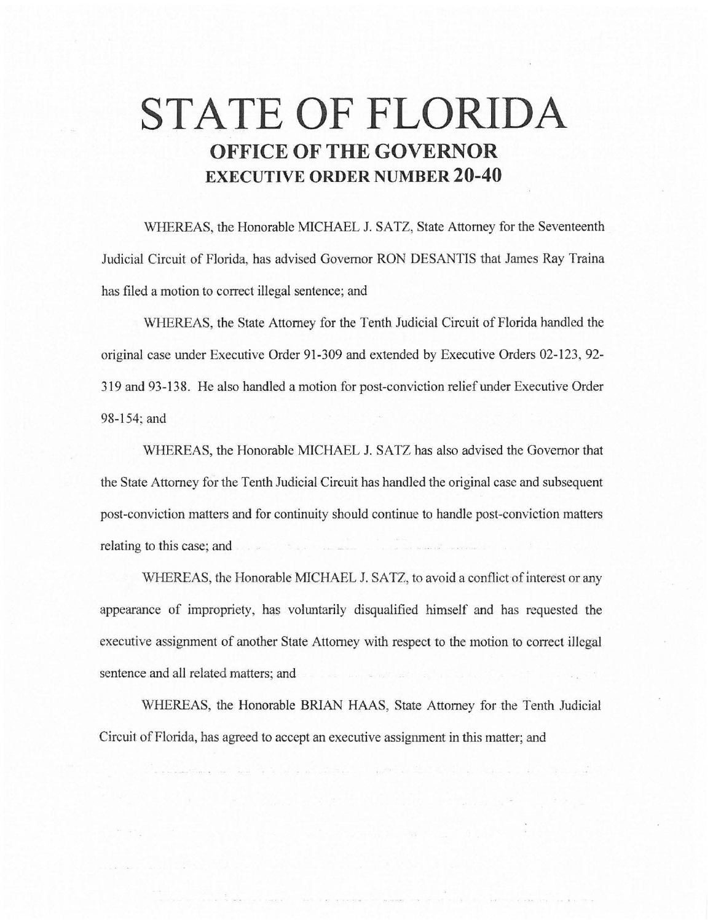# STATE OF FLORIDA

## OFFICE OF THE GOVERNOR

## EXECUTIVE ORDER NUMBER 20-40

WHEREAS, the Honorable MICHAEL J. SATZ, State Attorney for the Seventeenth Judicial Circuit of Florida, has advised Governor RON DESANTIS that James Ray Traina has filed a motion to correct illegal sentence; and

WHEREAS, the State Attorney for the Tenth Judicial Circuit of Florida handled the original case under Executive Order 91-309 and extended by Executive Orders 02-123, 92-319 and 93-138. He also handled a motion for post-conviction relief under Executive Order 98-154; and

WHEREAS, the Honorable MICHAEL J. SATZ has also advised the Governor that the State Attorney for the Tenth Judicial Circuit has handled the original case and subsequent post-conviction matters and for continuity should continue to handle post-conviction matters relating to this case; and

WHEREAS, the Honorable MICHAEL J. SATZ, to avoid a conflict of interest or any appearance of impropriety, has voluntarily disqualified himself and has requested the executive assignment of another State Attorney with respect to the motion to correct illegal sentence and all related matters; and

WHEREAS, the Honorable BRIAN HAAS, State Attorney for the Tenth Judicial Circuit of Florida, has agreed to accept an executive assignment in this matter; and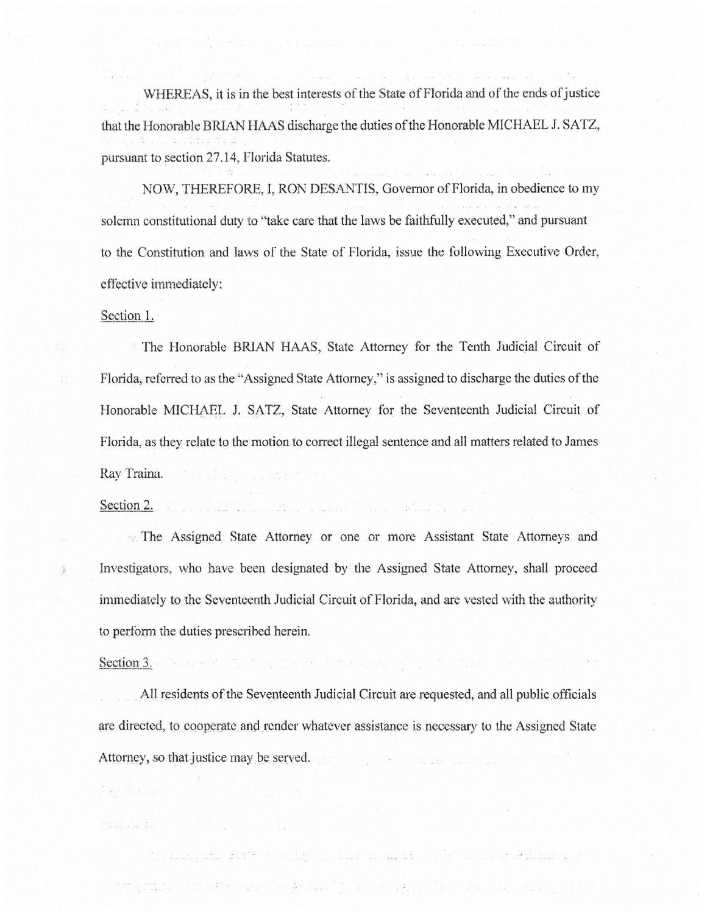WHEREAS, it is in the best interests of the State of Florida and of the ends of justice that the Honorable BRIAN HAAS discharge the duties of the Honorable MICHAEL J. SATZ, pursuant to section 27.14, Florida Statutes.

NOW, THEREFORE, I, RON DESANTIS, Governor of Florida, in obedience to my solemn constitutional duty to "take care that the laws be faithfully executed," and pursuant to the Constitution and laws of the State of Florida, issue the following Executive Order, effective immediately:

Section 1.

The Honorable BRIAN HAAS, State Attorney for the Tenth Judicial Circuit of Florida, referred to as the "Assigned State Attorney," is assigned to discharge the duties of the Honorable MICHAEL J. SATZ, State Attorney for the Seventeenth Judicial Circuit of Florida, as they relate to the motion to correct illegal sentence and all matters related to James Ray Traina.

Section 2.

The Assigned State Attorney or one or more Assistant State Attorneys and Investigators, who have been designated by the Assigned State Attorney, shall proceed immediately to the Seventeenth Judicial Circuit of Florida, and are vested with the authority to perform the duties prescribed herein.

Section 3.

All residents of the Seventeenth Judicial Circuit are requested, and all public officials are directed, to cooperate and render whatever assistance is necessary to the Assigned State Attorney, so that justice may be served.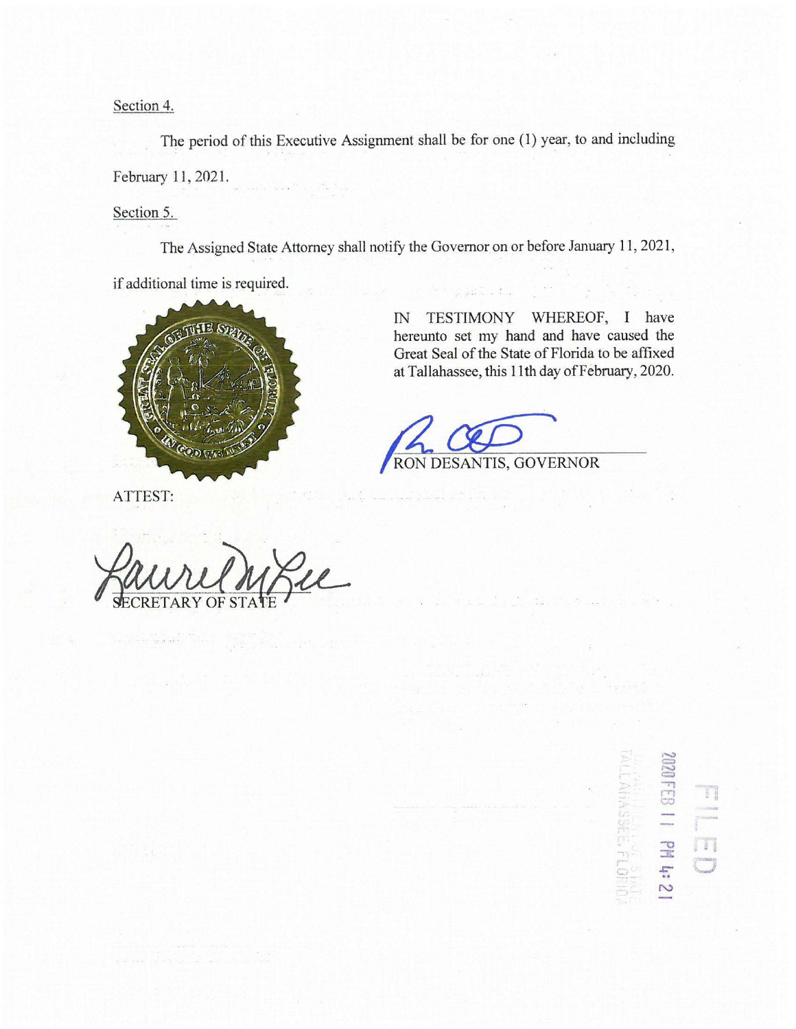Section 4.

The period of this Executive Assignment shall be for one (1) year, to and including February 11, 2021.

Section 5.

The Assigned State Attorney shall notify the Governor on or before January 11, 2021, if additional time is required.

IN TESTIMONY WHEREOF, I have hereunto set my hand and have caused the Great Seal of the State of Florida to be affixed at Tallahassee, this 11th day of February, 2020.

RON DESANTIS, GOVERNOR

ATTEST:

SECRETARY OF STATE

FILED

2020 FEB 11 PM 4:21

DEPARTMENT OF STATE
TALLAHASSEE, FLORIDA